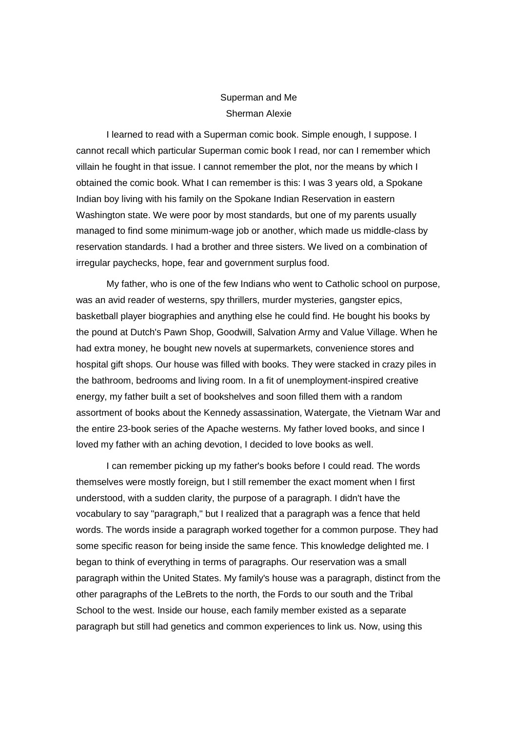# Superman and Me

Sherman Alexie

I learned to read with a Superman comic book. Simple enough, I suppose. I cannot recall which particular Superman comic book I read, nor can I remember which villain he fought in that issue. I cannot remember the plot, nor the means by which I obtained the comic book. What I can remember is this: I was 3 years old, a Spokane Indian boy living with his family on the Spokane Indian Reservation in eastern Washington state. We were poor by most standards, but one of my parents usually managed to find some minimum-wage job or another, which made us middle-class by reservation standards. I had a brother and three sisters. We lived on a combination of irregular paychecks, hope, fear and government surplus food.

My father, who is one of the few Indians who went to Catholic school on purpose, was an avid reader of westerns, spy thrillers, murder mysteries, gangster epics, basketball player biographies and anything else he could find. He bought his books by the pound at Dutch's Pawn Shop, Goodwill, Salvation Army and Value Village. When he had extra money, he bought new novels at supermarkets, convenience stores and hospital gift shops. Our house was filled with books. They were stacked in crazy piles in the bathroom, bedrooms and living room. In a fit of unemployment-inspired creative energy, my father built a set of bookshelves and soon filled them with a random assortment of books about the Kennedy assassination, Watergate, the Vietnam War and the entire 23-book series of the Apache westerns. My father loved books, and since I loved my father with an aching devotion, I decided to love books as well.

I can remember picking up my father's books before I could read. The words themselves were mostly foreign, but I still remember the exact moment when I first understood, with a sudden clarity, the purpose of a paragraph. I didn't have the vocabulary to say "paragraph," but I realized that a paragraph was a fence that held words. The words inside a paragraph worked together for a common purpose. They had some specific reason for being inside the same fence. This knowledge delighted me. I began to think of everything in terms of paragraphs. Our reservation was a small paragraph within the United States. My family's house was a paragraph, distinct from the other paragraphs of the LeBrets to the north, the Fords to our south and the Tribal School to the west. Inside our house, each family member existed as a separate paragraph but still had genetics and common experiences to link us. Now, using this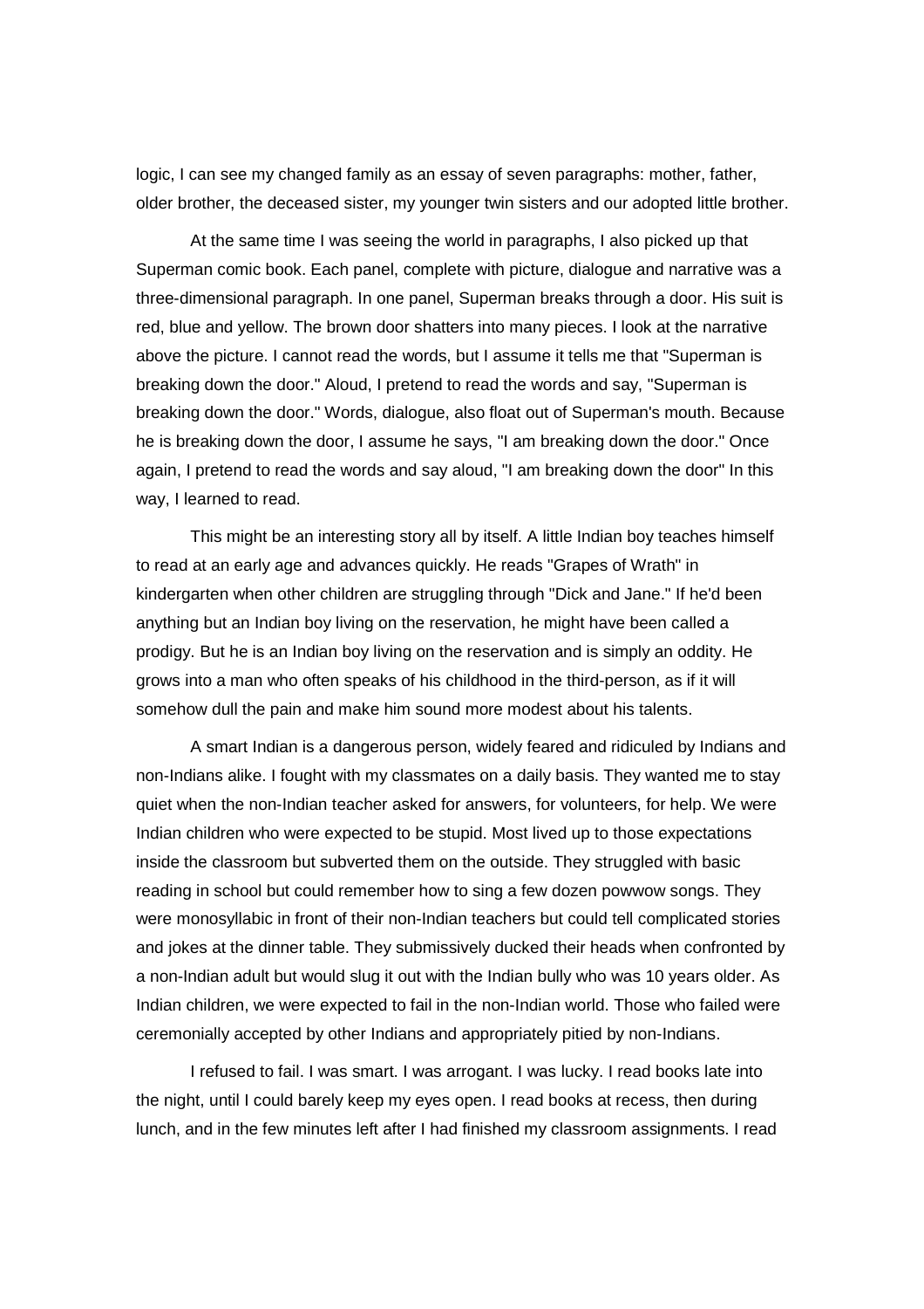logic, I can see my changed family as an essay of seven paragraphs: mother, father, older brother, the deceased sister, my younger twin sisters and our adopted little brother.

At the same time I was seeing the world in paragraphs, I also picked up that Superman comic book. Each panel, complete with picture, dialogue and narrative was a three-dimensional paragraph. In one panel, Superman breaks through a door. His suit is red, blue and yellow. The brown door shatters into many pieces. I look at the narrative above the picture. I cannot read the words, but I assume it tells me that "Superman is breaking down the door." Aloud, I pretend to read the words and say, "Superman is breaking down the door." Words, dialogue, also float out of Superman's mouth. Because he is breaking down the door, I assume he says, "I am breaking down the door." Once again, I pretend to read the words and say aloud, "I am breaking down the door" In this way, I learned to read.

This might be an interesting story all by itself. A little Indian boy teaches himself to read at an early age and advances quickly. He reads "Grapes of Wrath" in kindergarten when other children are struggling through "Dick and Jane." If he'd been anything but an Indian boy living on the reservation, he might have been called a prodigy. But he is an Indian boy living on the reservation and is simply an oddity. He grows into a man who often speaks of his childhood in the third-person, as if it will somehow dull the pain and make him sound more modest about his talents.

A smart Indian is a dangerous person, widely feared and ridiculed by Indians and non-Indians alike. I fought with my classmates on a daily basis. They wanted me to stay quiet when the non-Indian teacher asked for answers, for volunteers, for help. We were Indian children who were expected to be stupid. Most lived up to those expectations inside the classroom but subverted them on the outside. They struggled with basic reading in school but could remember how to sing a few dozen powwow songs. They were monosyllabic in front of their non-Indian teachers but could tell complicated stories and jokes at the dinner table. They submissively ducked their heads when confronted by a non-Indian adult but would slug it out with the Indian bully who was 10 years older. As Indian children, we were expected to fail in the non-Indian world. Those who failed were ceremonially accepted by other Indians and appropriately pitied by non-Indians.

I refused to fail. I was smart. I was arrogant. I was lucky. I read books late into the night, until I could barely keep my eyes open. I read books at recess, then during lunch, and in the few minutes left after I had finished my classroom assignments. I read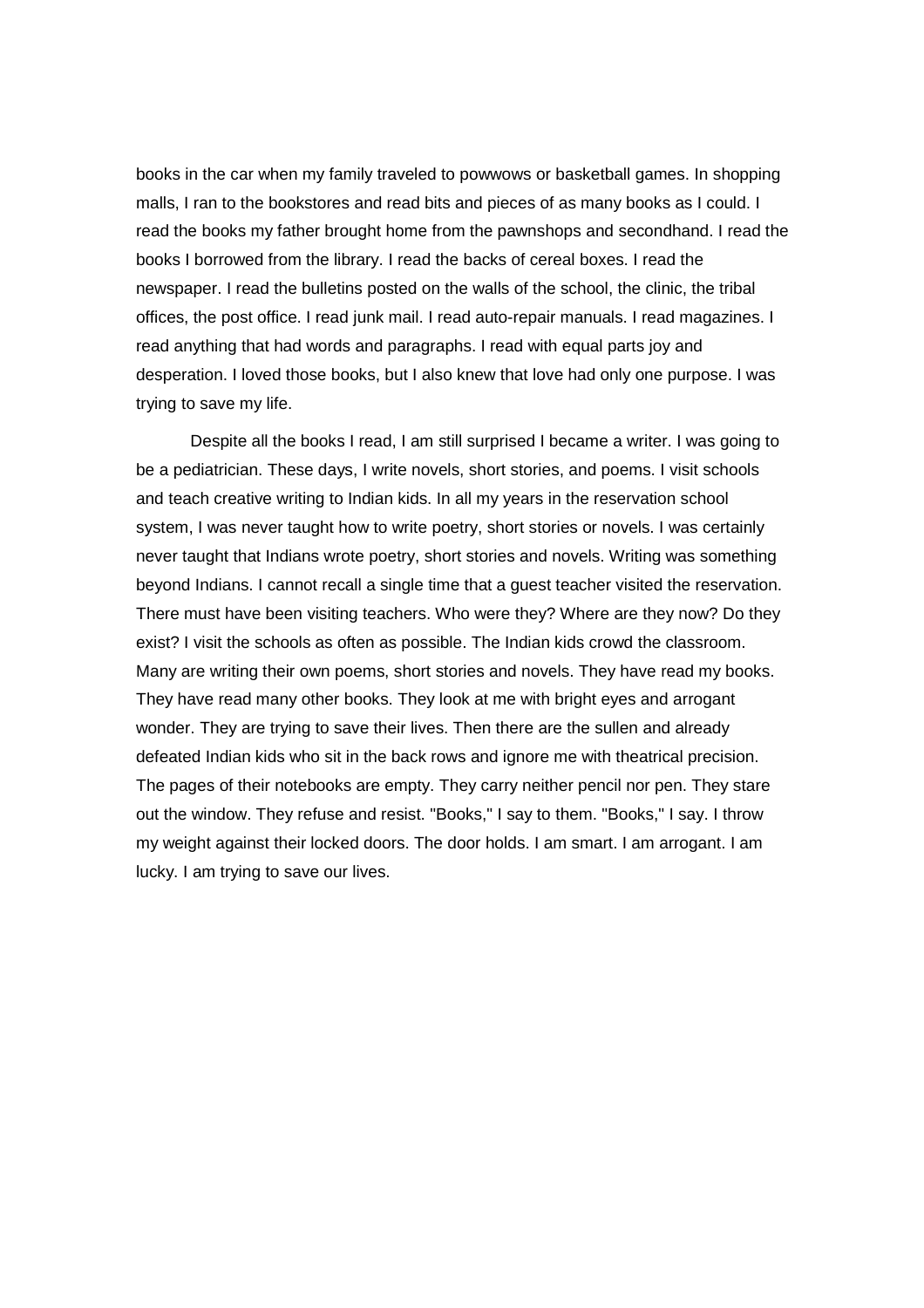books in the car when my family traveled to powwows or basketball games. In shopping malls, I ran to the bookstores and read bits and pieces of as many books as I could. I read the books my father brought home from the pawnshops and secondhand. I read the books I borrowed from the library. I read the backs of cereal boxes. I read the newspaper. I read the bulletins posted on the walls of the school, the clinic, the tribal offices, the post office. I read junk mail. I read auto-repair manuals. I read magazines. I read anything that had words and paragraphs. I read with equal parts joy and desperation. I loved those books, but I also knew that love had only one purpose. I was trying to save my life.

Despite all the books I read, I am still surprised I became a writer. I was going to be a pediatrician. These days, I write novels, short stories, and poems. I visit schools and teach creative writing to Indian kids. In all my years in the reservation school system, I was never taught how to write poetry, short stories or novels. I was certainly never taught that Indians wrote poetry, short stories and novels. Writing was something beyond Indians. I cannot recall a single time that a guest teacher visited the reservation. There must have been visiting teachers. Who were they? Where are they now? Do they exist? I visit the schools as often as possible. The Indian kids crowd the classroom. Many are writing their own poems, short stories and novels. They have read my books. They have read many other books. They look at me with bright eyes and arrogant wonder. They are trying to save their lives. Then there are the sullen and already defeated Indian kids who sit in the back rows and ignore me with theatrical precision. The pages of their notebooks are empty. They carry neither pencil nor pen. They stare out the window. They refuse and resist. "Books," I say to them. "Books," I say. I throw my weight against their locked doors. The door holds. I am smart. I am arrogant. I am lucky. I am trying to save our lives.